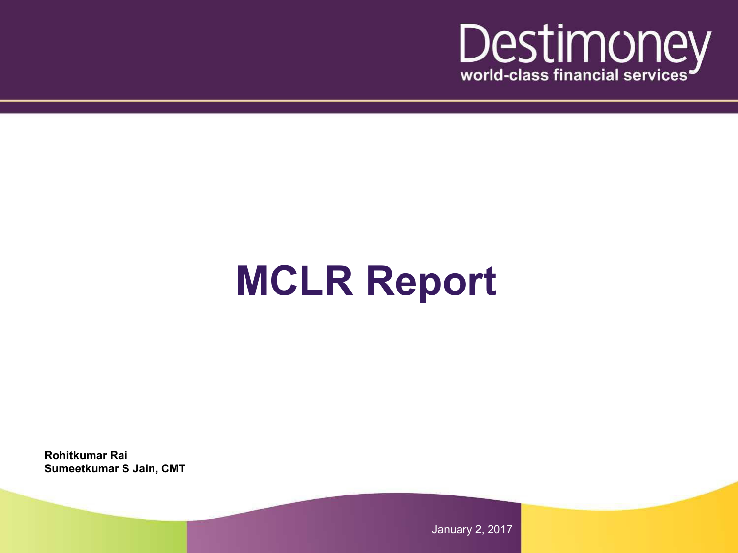Destimoney
world-class financial services

# MCLR Report

**Rohitkumar Rai**
**Sumeetkumar S Jain, CMT**

January 2, 2017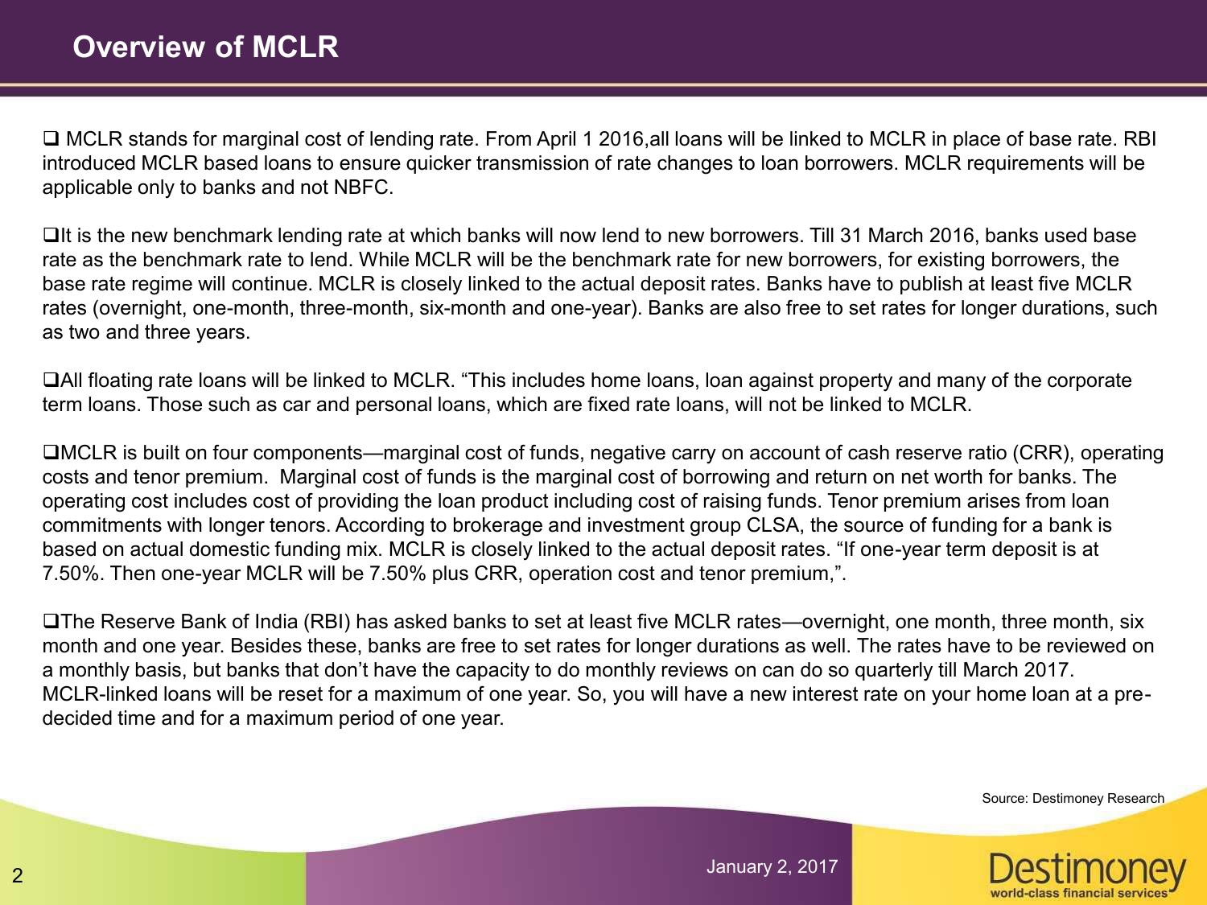# Overview of MCLR

- MCLR stands for marginal cost of lending rate. From April 1 2016,all loans will be linked to MCLR in place of base rate. RBI introduced MCLR based loans to ensure quicker transmission of rate changes to loan borrowers. MCLR requirements will be applicable only to banks and not NBFC.

- It is the new benchmark lending rate at which banks will now lend to new borrowers. Till 31 March 2016, banks used base rate as the benchmark rate to lend. While MCLR will be the benchmark rate for new borrowers, for existing borrowers, the base rate regime will continue. MCLR is closely linked to the actual deposit rates. Banks have to publish at least five MCLR rates (overnight, one-month, three-month, six-month and one-year). Banks are also free to set rates for longer durations, such as two and three years.

- All floating rate loans will be linked to MCLR. "This includes home loans, loan against property and many of the corporate term loans. Those such as car and personal loans, which are fixed rate loans, will not be linked to MCLR.

- MCLR is built on four components—marginal cost of funds, negative carry on account of cash reserve ratio (CRR), operating costs and tenor premium. Marginal cost of funds is the marginal cost of borrowing and return on net worth for banks. The operating cost includes cost of providing the loan product including cost of raising funds. Tenor premium arises from loan commitments with longer tenors. According to brokerage and investment group CLSA, the source of funding for a bank is based on actual domestic funding mix. MCLR is closely linked to the actual deposit rates. "If one-year term deposit is at 7.50%. Then one-year MCLR will be 7.50% plus CRR, operation cost and tenor premium,".

- The Reserve Bank of India (RBI) has asked banks to set at least five MCLR rates—overnight, one month, three month, six month and one year. Besides these, banks are free to set rates for longer durations as well. The rates have to be reviewed on a monthly basis, but banks that don't have the capacity to do monthly reviews on can do so quarterly till March 2017. MCLR-linked loans will be reset for a maximum of one year. So, you will have a new interest rate on your home loan at a pre-decided time and for a maximum period of one year.

Source: Destimoney Research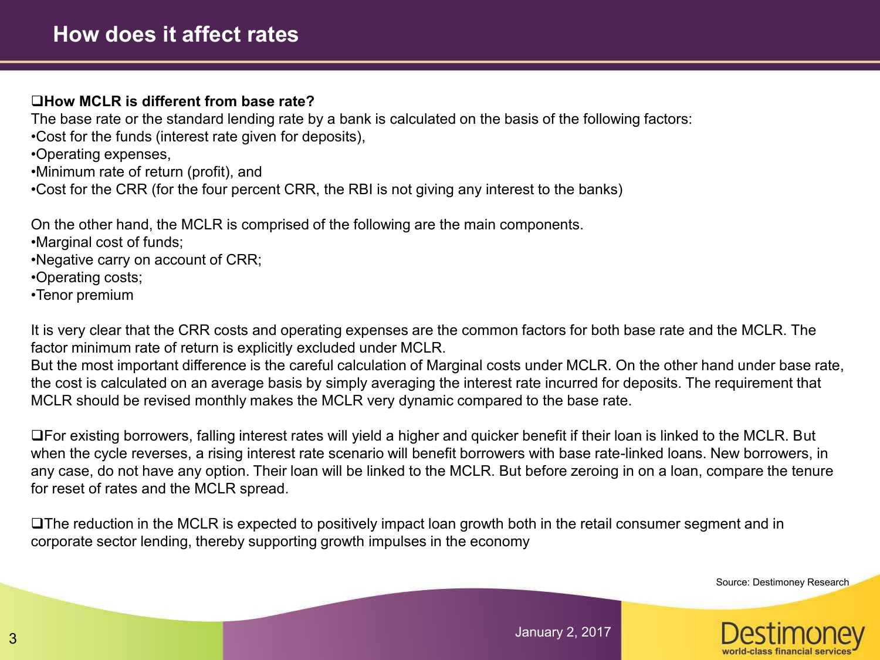# How does it affect rates

❑**How MCLR is different from base rate?**

The base rate or the standard lending rate by a bank is calculated on the basis of the following factors:

- Cost for the funds (interest rate given for deposits),
- Operating expenses,
- Minimum rate of return (profit), and
- Cost for the CRR (for the four percent CRR, the RBI is not giving any interest to the banks)

On the other hand, the MCLR is comprised of the following are the main components.

- Marginal cost of funds;
- Negative carry on account of CRR;
- Operating costs;
- Tenor premium

It is very clear that the CRR costs and operating expenses are the common factors for both base rate and the MCLR. The factor minimum rate of return is explicitly excluded under MCLR.
But the most important difference is the careful calculation of Marginal costs under MCLR. On the other hand under base rate, the cost is calculated on an average basis by simply averaging the interest rate incurred for deposits. The requirement that MCLR should be revised monthly makes the MCLR very dynamic compared to the base rate.

❑For existing borrowers, falling interest rates will yield a higher and quicker benefit if their loan is linked to the MCLR. But when the cycle reverses, a rising interest rate scenario will benefit borrowers with base rate-linked loans. New borrowers, in any case, do not have any option. Their loan will be linked to the MCLR. But before zeroing in on a loan, compare the tenure for reset of rates and the MCLR spread.

❑The reduction in the MCLR is expected to positively impact loan growth both in the retail consumer segment and in corporate sector lending, thereby supporting growth impulses in the economy

Source: Destimoney Research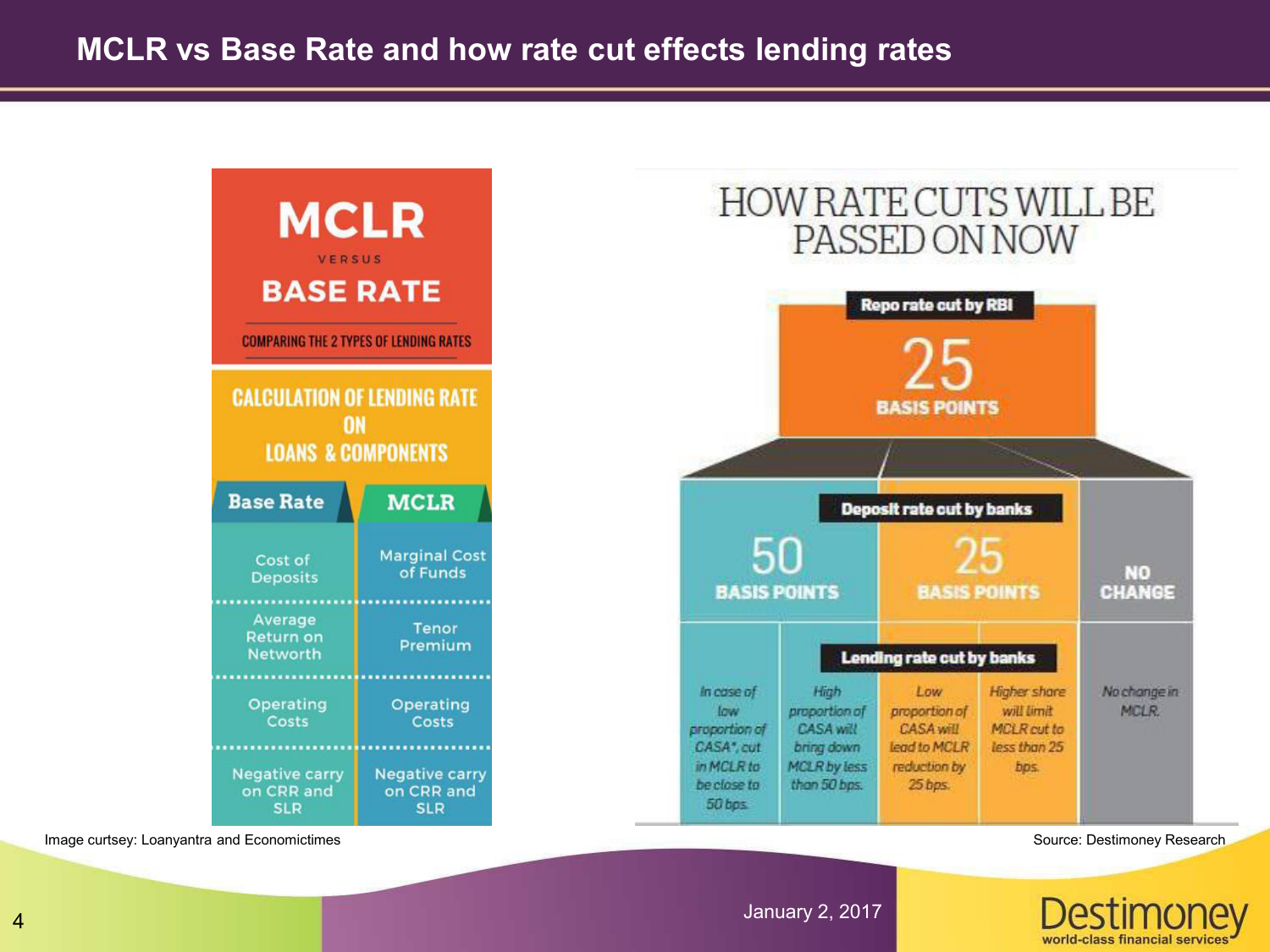# MCLR vs Base Rate and how rate cut effects lending rates

## MCLR VERSUS BASE RATE

COMPARING THE 2 TYPES OF LENDING RATES

### CALCULATION OF LENDING RATE ON LOANS & COMPONENTS

| Base Rate | MCLR |
| --- | --- |
| Cost of Deposits | Marginal Cost of Funds |
| Average Return on Networth | Tenor Premium |
| Operating Costs | Operating Costs |
| Negative carry on CRR and SLR | Negative carry on CRR and SLR |

Image curtsey: Loanyantra and Economictimes

## HOW RATE CUTS WILL BE PASSED ON NOW

**Repo rate cut by RBI:** 25 BASIS POINTS

**Deposit rate cut by banks:**

| 50 BASIS POINTS | | 25 BASIS POINTS | | NO CHANGE |
| --- | --- | --- | --- | --- |
| **Lending rate cut by banks** | | | | |
| In case of low proportion of CASA*, cut in MCLR to be close to 50 bps. | High proportion of CASA will bring down MCLR by less than 50 bps. | Low proportion of CASA will lead to MCLR reduction by 25 bps. | Higher share will limit MCLR cut to less than 25 bps. | No change in MCLR. |

Source: Destimoney Research

January 2, 2017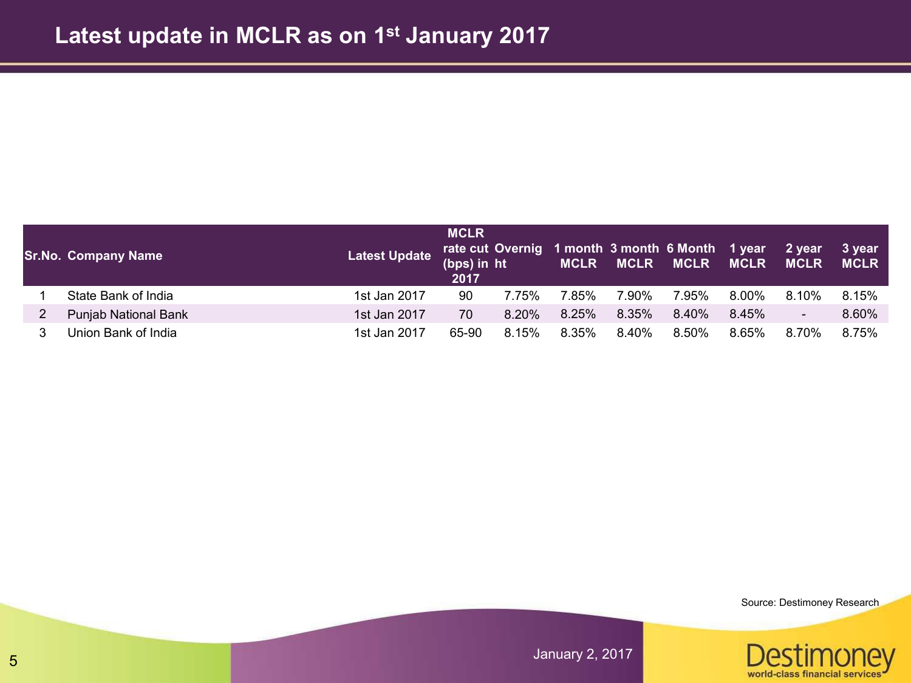# Latest update in MCLR as on 1st January 2017

| Sr.No. | Company Name | Latest Update | MCLR rate cut (bps) in 2017 | Overnight | 1 month MCLR | 3 month MCLR | 6 Month MCLR | 1 year MCLR | 2 year MCLR | 3 year MCLR |
|---|---|---|---|---|---|---|---|---|---|---|
| 1 | State Bank of India | 1st Jan 2017 | 90 | 7.75% | 7.85% | 7.90% | 7.95% | 8.00% | 8.10% | 8.15% |
| 2 | Punjab National Bank | 1st Jan 2017 | 70 | 8.20% | 8.25% | 8.35% | 8.40% | 8.45% | - | 8.60% |
| 3 | Union Bank of India | 1st Jan 2017 | 65-90 | 8.15% | 8.35% | 8.40% | 8.50% | 8.65% | 8.70% | 8.75% |

Source: Destimoney Research

January 2, 2017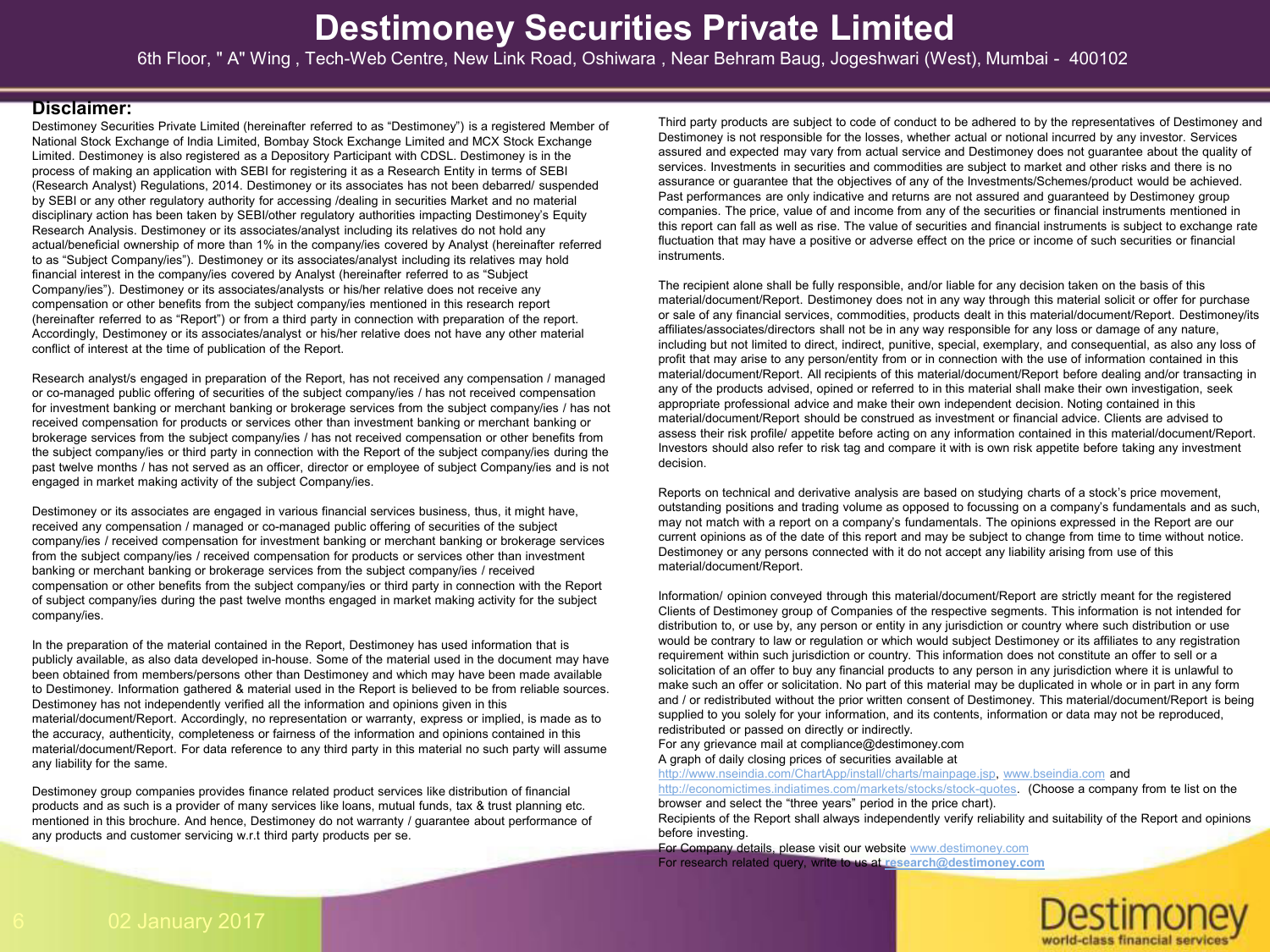# Destimoney Securities Private Limited

6th Floor, " A" Wing , Tech-Web Centre, New Link Road, Oshiwara , Near Behram Baug, Jogeshwari (West), Mumbai - 400102

**Disclaimer:**

Destimoney Securities Private Limited (hereinafter referred to as "Destimoney") is a registered Member of National Stock Exchange of India Limited, Bombay Stock Exchange Limited and MCX Stock Exchange Limited. Destimoney is also registered as a Depository Participant with CDSL. Destimoney is in the process of making an application with SEBI for registering it as a Research Entity in terms of SEBI (Research Analyst) Regulations, 2014. Destimoney or its associates has not been debarred/ suspended by SEBI or any other regulatory authority for accessing /dealing in securities Market and no material disciplinary action has been taken by SEBI/other regulatory authorities impacting Destimoney's Equity Research Analysis. Destimoney or its associates/analyst including its relatives do not hold any actual/beneficial ownership of more than 1% in the company/ies covered by Analyst (hereinafter referred to as "Subject Company/ies"). Destimoney or its associates/analyst including its relatives may hold financial interest in the company/ies covered by Analyst (hereinafter referred to as "Subject Company/ies"). Destimoney or its associates/analysts or his/her relative does not receive any compensation or other benefits from the subject company/ies mentioned in this research report (hereinafter referred to as "Report") or from a third party in connection with preparation of the report. Accordingly, Destimoney or its associates/analyst or his/her relative does not have any other material conflict of interest at the time of publication of the Report.

Research analyst/s engaged in preparation of the Report, has not received any compensation / managed or co-managed public offering of securities of the subject company/ies / has not received compensation for investment banking or merchant banking or brokerage services from the subject company/ies / has not received compensation for products or services other than investment banking or merchant banking or brokerage services from the subject company/ies / has not received compensation or other benefits from the subject company/ies or third party in connection with the Report of the subject company/ies during the past twelve months / has not served as an officer, director or employee of subject Company/ies and is not engaged in market making activity of the subject Company/ies.

Destimoney or its associates are engaged in various financial services business, thus, it might have, received any compensation / managed or co-managed public offering of securities of the subject company/ies / received compensation for investment banking or merchant banking or brokerage services from the subject company/ies / received compensation for products or services other than investment banking or merchant banking or brokerage services from the subject company/ies / received compensation or other benefits from the subject company/ies or third party in connection with the Report of subject company/ies during the past twelve months engaged in market making activity for the subject company/ies.

In the preparation of the material contained in the Report, Destimoney has used information that is publicly available, as also data developed in-house. Some of the material used in the document may have been obtained from members/persons other than Destimoney and which may have been made available to Destimoney. Information gathered & material used in the Report is believed to be from reliable sources. Destimoney has not independently verified all the information and opinions given in this material/document/Report. Accordingly, no representation or warranty, express or implied, is made as to the accuracy, authenticity, completeness or fairness of the information and opinions contained in this material/document/Report. For data reference to any third party in this material no such party will assume any liability for the same.

Destimoney group companies provides finance related product services like distribution of financial products and as such is a provider of many services like loans, mutual funds, tax & trust planning etc. mentioned in this brochure. And hence, Destimoney do not warranty / guarantee about performance of any products and customer servicing w.r.t third party products per se.

Third party products are subject to code of conduct to be adhered to by the representatives of Destimoney and Destimoney is not responsible for the losses, whether actual or notional incurred by any investor. Services assured and expected may vary from actual service and Destimoney does not guarantee about the quality of services. Investments in securities and commodities are subject to market and other risks and there is no assurance or guarantee that the objectives of any of the Investments/Schemes/product would be achieved. Past performances are only indicative and returns are not assured and guaranteed by Destimoney group companies. The price, value of and income from any of the securities or financial instruments mentioned in this report can fall as well as rise. The value of securities and financial instruments is subject to exchange rate fluctuation that may have a positive or adverse effect on the price or income of such securities or financial instruments.

The recipient alone shall be fully responsible, and/or liable for any decision taken on the basis of this material/document/Report. Destimoney does not in any way through this material solicit or offer for purchase or sale of any financial services, commodities, products dealt in this material/document/Report. Destimoney/its affiliates/associates/directors shall not be in any way responsible for any loss or damage of any nature, including but not limited to direct, indirect, punitive, special, exemplary, and consequential, as also any loss of profit that may arise to any person/entity from or in connection with the use of information contained in this material/document/Report. All recipients of this material/document/Report before dealing and/or transacting in any of the products advised, opined or referred to in this material shall make their own investigation, seek appropriate professional advice and make their own independent decision. Noting contained in this material/document/Report should be construed as investment or financial advice. Clients are advised to assess their risk profile/ appetite before acting on any information contained in this material/document/Report. Investors should also refer to risk tag and compare it with is own risk appetite before taking any investment decision.

Reports on technical and derivative analysis are based on studying charts of a stock's price movement, outstanding positions and trading volume as opposed to focussing on a company's fundamentals and as such, may not match with a report on a company's fundamentals. The opinions expressed in the Report are our current opinions as of the date of this report and may be subject to change from time to time without notice. Destimoney or any persons connected with it do not accept any liability arising from use of this material/document/Report.

Information/ opinion conveyed through this material/document/Report are strictly meant for the registered Clients of Destimoney group of Companies of the respective segments. This information is not intended for distribution to, or use by, any person or entity in any jurisdiction or country where such distribution or use would be contrary to law or regulation or which would subject Destimoney or its affiliates to any registration requirement within such jurisdiction or country. This information does not constitute an offer to sell or a solicitation of an offer to buy any financial products to any person in any jurisdiction where it is unlawful to make such an offer or solicitation. No part of this material may be duplicated in whole or in part in any form and / or redistributed without the prior written consent of Destimoney. This material/document/Report is being supplied to you solely for your information, and its contents, information or data may not be reproduced, redistributed or passed on directly or indirectly.

For any grievance mail at compliance@destimoney.com

A graph of daily closing prices of securities available at http://www.nseindia.com/ChartApp/install/charts/mainpage.jsp, www.bseindia.com and http://economictimes.indiatimes.com/markets/stocks/stock-quotes. (Choose a company from te list on the browser and select the "three years" period in the price chart).

Recipients of the Report shall always independently verify reliability and suitability of the Report and opinions before investing.

For Company details, please visit our website www.destimoney.com

For research related query, write to us at **research@destimoney.com**

02 January 2017